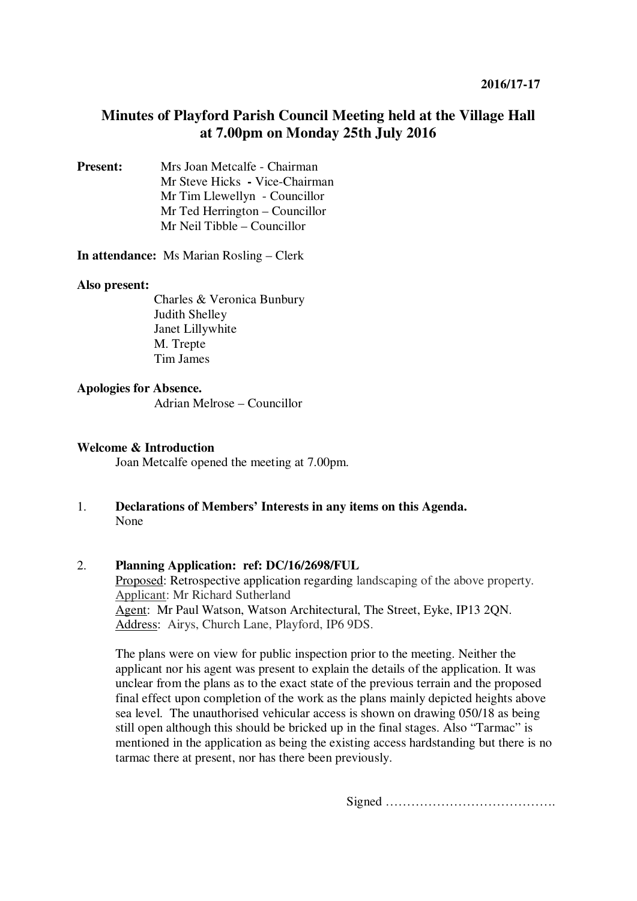**2016/17-17**

# Minutes of Playford Parish Council Meeting held at the Village Hall at 7.00pm on Monday 25th July 2016

**Present:**
Mrs Joan Metcalfe - Chairman
Mr Steve Hicks **-** Vice-Chairman
Mr Tim Llewellyn - Councillor
Mr Ted Herrington – Councillor
Mr Neil Tibble – Councillor

**In attendance:** Ms Marian Rosling – Clerk

**Also present:**
Charles & Veronica Bunbury
Judith Shelley
Janet Lillywhite
M. Trepte
Tim James

**Apologies for Absence.**
Adrian Melrose – Councillor

**Welcome & Introduction**
Joan Metcalfe opened the meeting at 7.00pm.

1. **Declarations of Members' Interests in any items on this Agenda.**
None

2. **Planning Application: ref: DC/16/2698/FUL**
Proposed: Retrospective application regarding landscaping of the above property.
Applicant: Mr Richard Sutherland
Agent: Mr Paul Watson, Watson Architectural, The Street, Eyke, IP13 2QN.
Address: Airys, Church Lane, Playford, IP6 9DS.

The plans were on view for public inspection prior to the meeting. Neither the applicant nor his agent was present to explain the details of the application. It was unclear from the plans as to the exact state of the previous terrain and the proposed final effect upon completion of the work as the plans mainly depicted heights above sea level. The unauthorised vehicular access is shown on drawing 050/18 as being still open although this should be bricked up in the final stages. Also "Tarmac" is mentioned in the application as being the existing access hardstanding but there is no tarmac there at present, nor has there been previously.

Signed ………………………………….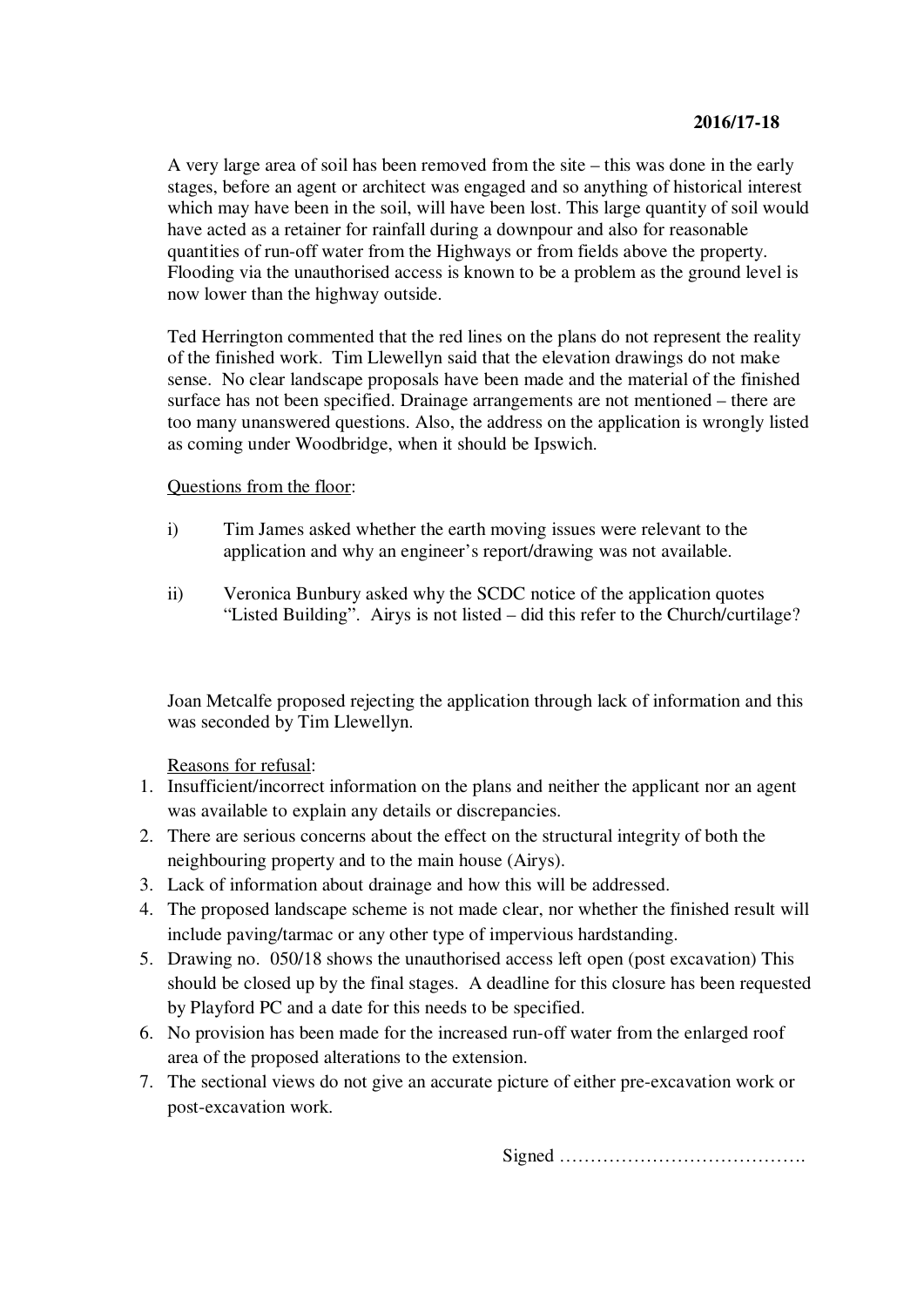**2016/17-18**

A very large area of soil has been removed from the site – this was done in the early stages, before an agent or architect was engaged and so anything of historical interest which may have been in the soil, will have been lost. This large quantity of soil would have acted as a retainer for rainfall during a downpour and also for reasonable quantities of run-off water from the Highways or from fields above the property. Flooding via the unauthorised access is known to be a problem as the ground level is now lower than the highway outside.

Ted Herrington commented that the red lines on the plans do not represent the reality of the finished work. Tim Llewellyn said that the elevation drawings do not make sense. No clear landscape proposals have been made and the material of the finished surface has not been specified. Drainage arrangements are not mentioned – there are too many unanswered questions. Also, the address on the application is wrongly listed as coming under Woodbridge, when it should be Ipswich.

<u>Questions from the floor</u>:

i) Tim James asked whether the earth moving issues were relevant to the application and why an engineer's report/drawing was not available.

ii) Veronica Bunbury asked why the SCDC notice of the application quotes "Listed Building". Airys is not listed – did this refer to the Church/curtilage?

Joan Metcalfe proposed rejecting the application through lack of information and this was seconded by Tim Llewellyn.

<u>Reasons for refusal</u>:

1. Insufficient/incorrect information on the plans and neither the applicant nor an agent was available to explain any details or discrepancies.
2. There are serious concerns about the effect on the structural integrity of both the neighbouring property and to the main house (Airys).
3. Lack of information about drainage and how this will be addressed.
4. The proposed landscape scheme is not made clear, nor whether the finished result will include paving/tarmac or any other type of impervious hardstanding.
5. Drawing no. 050/18 shows the unauthorised access left open (post excavation) This should be closed up by the final stages. A deadline for this closure has been requested by Playford PC and a date for this needs to be specified.
6. No provision has been made for the increased run-off water from the enlarged roof area of the proposed alterations to the extension.
7. The sectional views do not give an accurate picture of either pre-excavation work or post-excavation work.

Signed ………………………………….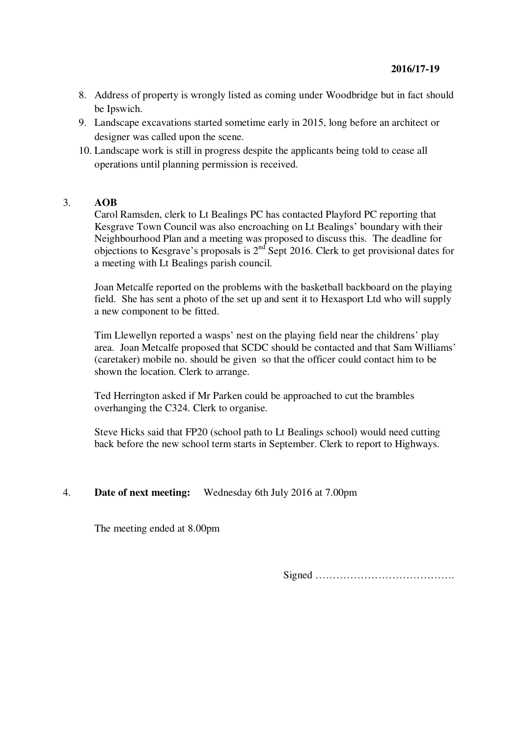8. Address of property is wrongly listed as coming under Woodbridge but in fact should be Ipswich.
9. Landscape excavations started sometime early in 2015, long before an architect or designer was called upon the scene.
10. Landscape work is still in progress despite the applicants being told to cease all operations until planning permission is received.

3. **AOB**

Carol Ramsden, clerk to Lt Bealings PC has contacted Playford PC reporting that Kesgrave Town Council was also encroaching on Lt Bealings' boundary with their Neighbourhood Plan and a meeting was proposed to discuss this. The deadline for objections to Kesgrave's proposals is 2nd Sept 2016. Clerk to get provisional dates for a meeting with Lt Bealings parish council.

Joan Metcalfe reported on the problems with the basketball backboard on the playing field. She has sent a photo of the set up and sent it to Hexasport Ltd who will supply a new component to be fitted.

Tim Llewellyn reported a wasps' nest on the playing field near the childrens' play area. Joan Metcalfe proposed that SCDC should be contacted and that Sam Williams' (caretaker) mobile no. should be given so that the officer could contact him to be shown the location. Clerk to arrange.

Ted Herrington asked if Mr Parken could be approached to cut the brambles overhanging the C324. Clerk to organise.

Steve Hicks said that FP20 (school path to Lt Bealings school) would need cutting back before the new school term starts in September. Clerk to report to Highways.

4. **Date of next meeting:** Wednesday 6th July 2016 at 7.00pm

The meeting ended at 8.00pm

Signed ………………………………….